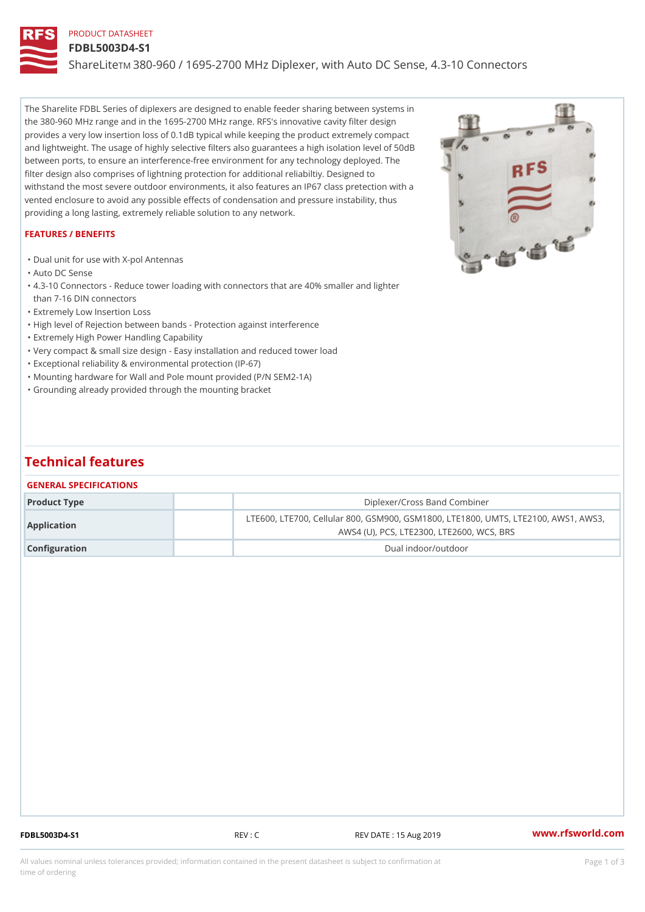PRODUCT DATASHEET

# FDBL5003D4-S1

ShareLite™ 380-960 / 1695-2700 MHz Diplexer, with Auto DC Sense, 4.3-10 Connectors

The Sharelite FDBL Series of diplexers are designed to enable feeder sharing between systems in the 380-960 MHz range and in the 1695-2700 MHz range. RFS's innovative cavity filter design provides a very low insertion loss of 0.1dB typical while keeping the product extremely compact and lightweight. The usage of highly selective filters also guarantees a high isolation level of 50dB between ports, to ensure an interference-free environment for any technology deployed. The filter design also comprises of lightning protection for additional reliabiltiy. Designed to withstand the most severe outdoor environments, it also features an IP67 class pretection with a vented enclosure to avoid any possible effects of condensation and pressure instability, thus providing a long lasting, extremely reliable solution to any network.

## FEATURES / BENEFITS

- Dual unit for use with X-pol Antennas
- Auto DC Sense
- 4.3-10 Connectors - Reduce tower loading with connectors that are 40% smaller and lighter than 7-16 DIN connectors
- Extremely Low Insertion Loss
- High level of Rejection between bands - Protection against interference
- Extremely High Power Handling Capability
- Very compact & small size design - Easy installation and reduced tower load
- Exceptional reliability & environmental protection (IP-67)
- Mounting hardware for Wall and Pole mount provided (P/N SEM2-1A)
- Grounding already provided through the mounting bracket

## Technical features

### GENERAL SPECIFICATIONS

| | | |
|---|---|---|
| Product Type | | Diplexer/Cross Band Combiner |
| Application | | LTE600, LTE700, Cellular 800, GSM900, GSM1800, LTE1800, UMTS, LTE2100, AWS1, AWS3, AWS4 (U), PCS, LTE2300, LTE2600, WCS, BRS |
| Configuration | | Dual indoor/outdoor |

FDBL5003D4-S1 REV : C REV DATE : 15 Aug 2019 www.rfsworld.com

All values nominal unless tolerances provided; information contained in the present datasheet is subject to confirmation at time of ordering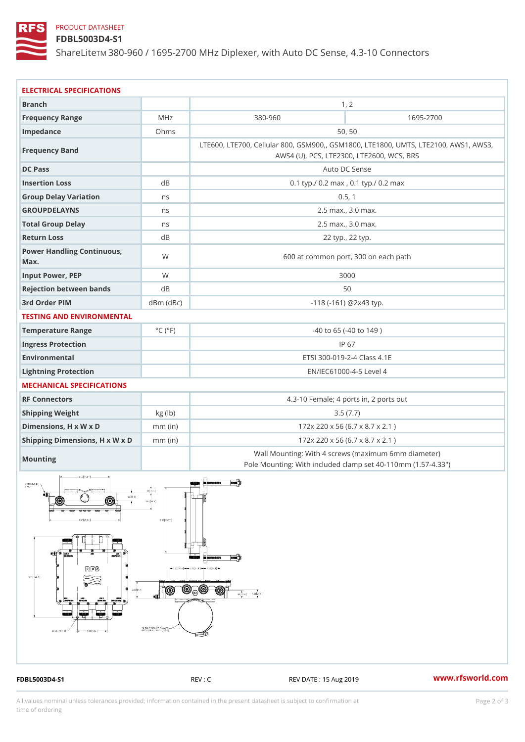PRODUCT DATASHEET

# FDBL5003D4-S1

ShareLite™ 380-960 / 1695-2700 MHz Diplexer, with Auto DC Sense, 4.3-10 Connectors

## ELECTRICAL SPECIFICATIONS

| Branch | | 1, 2 | |
|---|---|---|---|
| Frequency Range | MHz | 380-960 | 1695-2700 |
| Impedance | Ohms | 50, 50 | |
| Frequency Band | | LTE600, LTE700, Cellular 800, GSM900,, GSM1800, LTE1800, UMTS, LTE2100, AWS1, AWS3, AWS4 (U), PCS, LTE2300, LTE2600, WCS, BRS | |
| DC Pass | | Auto DC Sense | |
| Insertion Loss | dB | 0.1 typ./ 0.2 max , 0.1 typ./ 0.2 max | |
| Group Delay Variation | ns | 0.5, 1 | |
| GROUPDELAYNS | ns | 2.5 max., 3.0 max. | |
| Total Group Delay | ns | 2.5 max., 3.0 max. | |
| Return Loss | dB | 22 typ., 22 typ. | |
| Power Handling Continuous, Max. | W | 600 at common port, 300 on each path | |
| Input Power, PEP | W | 3000 | |
| Rejection between bands | dB | 50 | |
| 3rd Order PIM | dBm (dBc) | -118 (-161) @2x43 typ. | |

## TESTING AND ENVIRONMENTAL

| | | |
|---|---|---|
| Temperature Range | °C (°F) | -40 to 65 (-40 to 149 ) |
| Ingress Protection | | IP 67 |
| Environmental | | ETSI 300-019-2-4 Class 4.1E |
| Lightning Protection | | EN/IEC61000-4-5 Level 4 |

## MECHANICAL SPECIFICATIONS

| | | |
|---|---|---|
| RF Connectors | | 4.3-10 Female; 4 ports in, 2 ports out |
| Shipping Weight | kg (lb) | 3.5 (7.7) |
| Dimensions, H x W x D | mm (in) | 172x 220 x 56 (6.7 x 8.7 x 2.1 ) |
| Shipping Dimensions, H x W x D | mm (in) | 172x 220 x 56 (6.7 x 8.7 x 2.1 ) |
| Mounting | | Wall Mounting: With 4 screws (maximum 6mm diameter)<br>Pole Mounting: With included clamp set 40-110mm (1.57-4.33") |

FDBL5003D4-S1 REV : C REV DATE : 15 Aug 2019 www.rfsworld.com

All values nominal unless tolerances provided; information contained in the present datasheet is subject to confirmation at time of ordering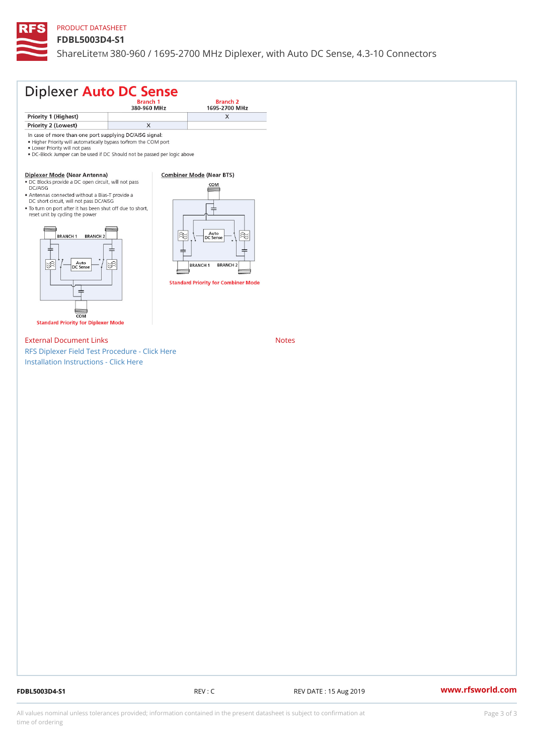PRODUCT DATASHEET

# FDBL5003D4-S1

ShareLite™ 380-960 / 1695-2700 MHz Diplexer, with Auto DC Sense, 4.3-10 Connectors

## Diplexer Auto DC Sense

| | Branch 1<br>380-960 MHz | Branch 2<br>1695-2700 MHz |
|---|---|---|
| Priority 1 (Highest) | | X |
| Priority 2 (Lowest) | X | |

In case of more than one port supplying DC/AISG signal:

- Higher Priority will automatically bypass to/from the COM port
- Lower Priority will not pass
- DC-Block Jumper can be used if DC Should not be passed per logic above

**Diplexer Mode** (Near Antenna)

- DC Blocks provide a DC open circuit, will not pass DC/AISG
- Antennas connected without a Bias-T provide a DC short circuit, will not pass DC/AISG
- To turn on port after it has been shut off due to short, reset unit by cycling the power

BRANCH 1
BRANCH 2
Auto DC Sense
COM

Standard Priority for Diplexer Mode

**Combiner Mode** (Near BTS)

COM
Auto DC Sense
BRANCH 1
BRANCH 2

Standard Priority for Combiner Mode

### External Document Links

RFS Diplexer Field Test Procedure - Click Here

Installation Instructions - Click Here

### Notes

FDBL5003D4-S1 REV : C REV DATE : 15 Aug 2019 www.rfsworld.com

All values nominal unless tolerances provided; information contained in the present datasheet is subject to confirmation at time of ordering